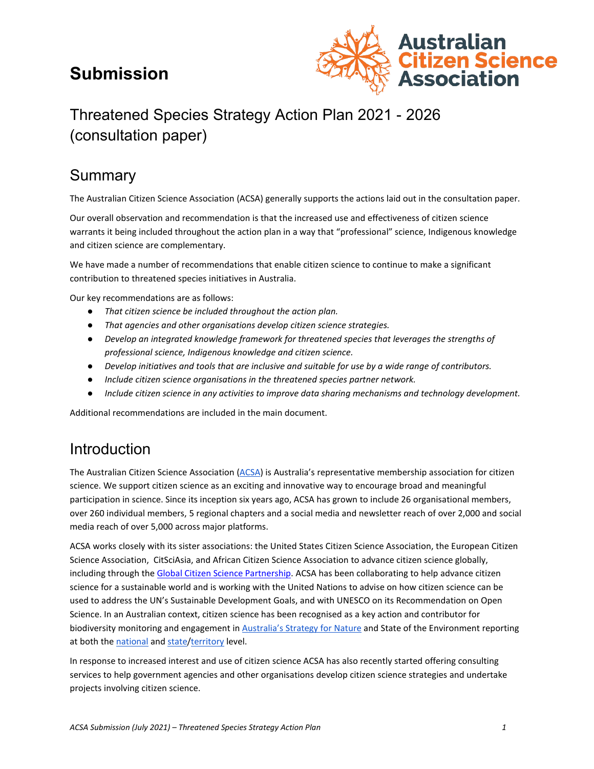# Submission

## Threatened Species Strategy Action Plan 2021 - 2026 (consultation paper)

## Summary

The Australian Citizen Science Association (ACSA) generally supports the actions laid out in the consultation paper.

Our overall observation and recommendation is that the increased use and effectiveness of citizen science warrants it being included throughout the action plan in a way that "professional" science, Indigenous knowledge and citizen science are complementary.

We have made a number of recommendations that enable citizen science to continue to make a significant contribution to threatened species initiatives in Australia.

Our key recommendations are as follows:

- *That citizen science be included throughout the action plan.*
- *That agencies and other organisations develop citizen science strategies.*
- *Develop an integrated knowledge framework for threatened species that leverages the strengths of professional science, Indigenous knowledge and citizen science.*
- *Develop initiatives and tools that are inclusive and suitable for use by a wide range of contributors.*
- *Include citizen science organisations in the threatened species partner network.*
- *Include citizen science in any activities to improve data sharing mechanisms and technology development.*

Additional recommendations are included in the main document.

## Introduction

The Australian Citizen Science Association (ACSA) is Australia's representative membership association for citizen science. We support citizen science as an exciting and innovative way to encourage broad and meaningful participation in science. Since its inception six years ago, ACSA has grown to include 26 organisational members, over 260 individual members, 5 regional chapters and a social media and newsletter reach of over 2,000 and social media reach of over 5,000 across major platforms.

ACSA works closely with its sister associations: the United States Citizen Science Association, the European Citizen Science Association, CitSciAsia, and African Citizen Science Association to advance citizen science globally, including through the Global Citizen Science Partnership. ACSA has been collaborating to help advance citizen science for a sustainable world and is working with the United Nations to advise on how citizen science can be used to address the UN's Sustainable Development Goals, and with UNESCO on its Recommendation on Open Science. In an Australian context, citizen science has been recognised as a key action and contributor for biodiversity monitoring and engagement in Australia's Strategy for Nature and State of the Environment reporting at both the national and state/territory level.

In response to increased interest and use of citizen science ACSA has also recently started offering consulting services to help government agencies and other organisations develop citizen science strategies and undertake projects involving citizen science.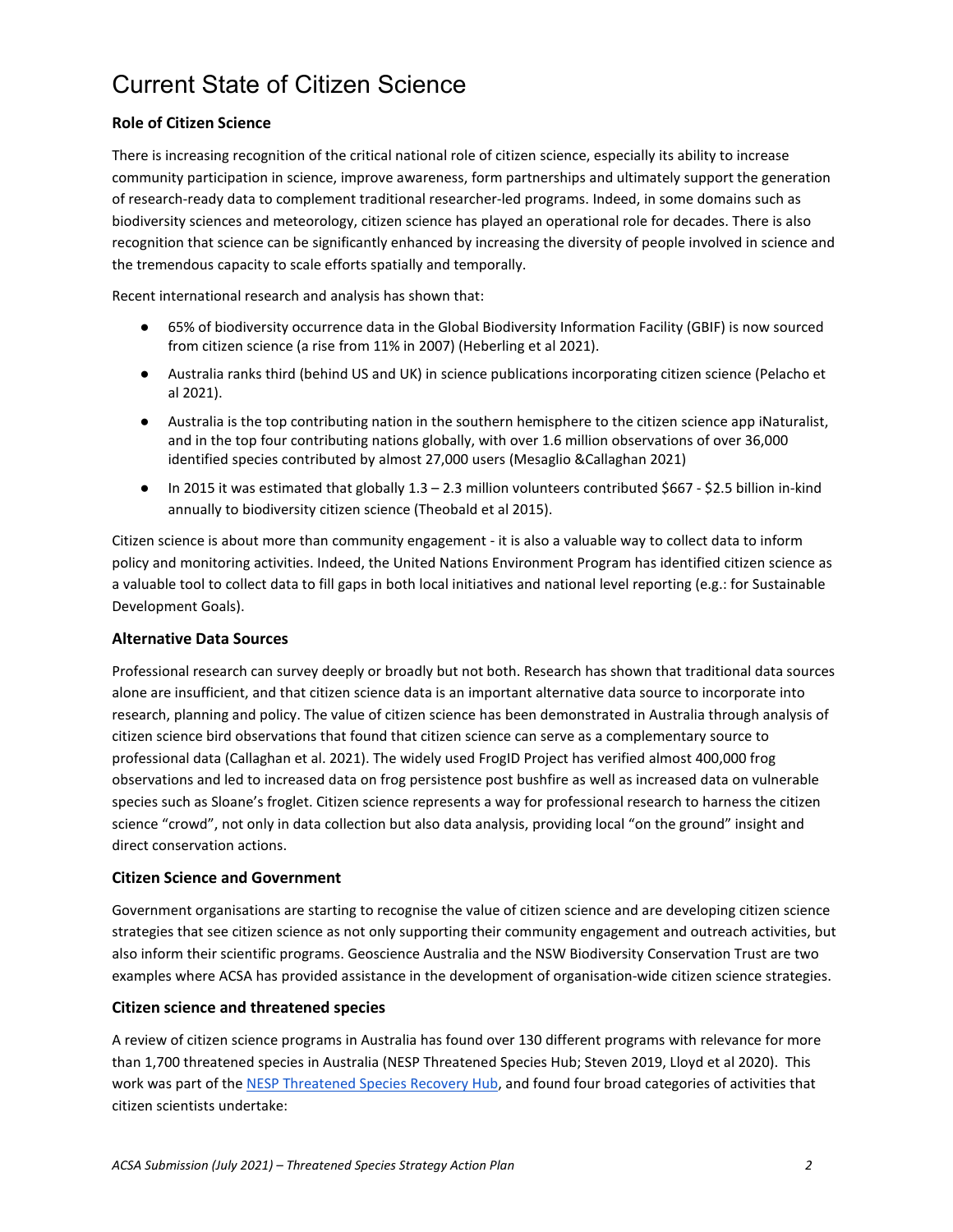# Current State of Citizen Science

### Role of Citizen Science

There is increasing recognition of the critical national role of citizen science, especially its ability to increase community participation in science, improve awareness, form partnerships and ultimately support the generation of research-ready data to complement traditional researcher-led programs. Indeed, in some domains such as biodiversity sciences and meteorology, citizen science has played an operational role for decades. There is also recognition that science can be significantly enhanced by increasing the diversity of people involved in science and the tremendous capacity to scale efforts spatially and temporally.

Recent international research and analysis has shown that:

- 65% of biodiversity occurrence data in the Global Biodiversity Information Facility (GBIF) is now sourced from citizen science (a rise from 11% in 2007) (Heberling et al 2021).
- Australia ranks third (behind US and UK) in science publications incorporating citizen science (Pelacho et al 2021).
- Australia is the top contributing nation in the southern hemisphere to the citizen science app iNaturalist, and in the top four contributing nations globally, with over 1.6 million observations of over 36,000 identified species contributed by almost 27,000 users (Mesaglio &Callaghan 2021)
- In 2015 it was estimated that globally 1.3 – 2.3 million volunteers contributed $667 - $2.5 billion in-kind annually to biodiversity citizen science (Theobald et al 2015).

Citizen science is about more than community engagement - it is also a valuable way to collect data to inform policy and monitoring activities. Indeed, the United Nations Environment Program has identified citizen science as a valuable tool to collect data to fill gaps in both local initiatives and national level reporting (e.g.: for Sustainable Development Goals).

### Alternative Data Sources

Professional research can survey deeply or broadly but not both. Research has shown that traditional data sources alone are insufficient, and that citizen science data is an important alternative data source to incorporate into research, planning and policy. The value of citizen science has been demonstrated in Australia through analysis of citizen science bird observations that found that citizen science can serve as a complementary source to professional data (Callaghan et al. 2021). The widely used FrogID Project has verified almost 400,000 frog observations and led to increased data on frog persistence post bushfire as well as increased data on vulnerable species such as Sloane's froglet. Citizen science represents a way for professional research to harness the citizen science "crowd", not only in data collection but also data analysis, providing local "on the ground" insight and direct conservation actions.

### Citizen Science and Government

Government organisations are starting to recognise the value of citizen science and are developing citizen science strategies that see citizen science as not only supporting their community engagement and outreach activities, but also inform their scientific programs. Geoscience Australia and the NSW Biodiversity Conservation Trust are two examples where ACSA has provided assistance in the development of organisation-wide citizen science strategies.

### Citizen science and threatened species

A review of citizen science programs in Australia has found over 130 different programs with relevance for more than 1,700 threatened species in Australia (NESP Threatened Species Hub; Steven 2019, Lloyd et al 2020). This work was part of the NESP Threatened Species Recovery Hub, and found four broad categories of activities that citizen scientists undertake: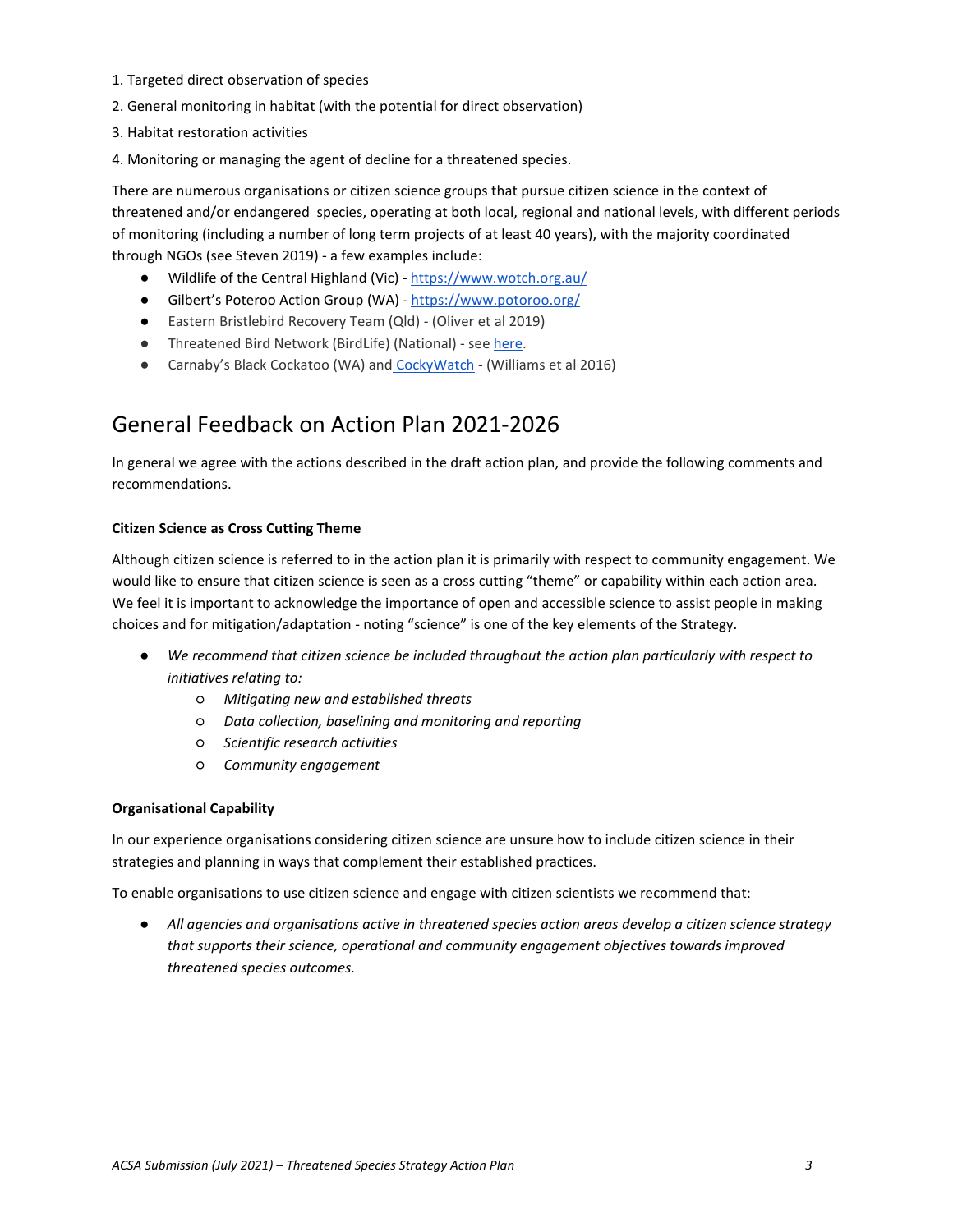1. Targeted direct observation of species
2. General monitoring in habitat (with the potential for direct observation)
3. Habitat restoration activities
4. Monitoring or managing the agent of decline for a threatened species.

There are numerous organisations or citizen science groups that pursue citizen science in the context of threatened and/or endangered species, operating at both local, regional and national levels, with different periods of monitoring (including a number of long term projects of at least 40 years), with the majority coordinated through NGOs (see Steven 2019) - a few examples include:

- Wildlife of the Central Highland (Vic) - https://www.wotch.org.au/
- Gilbert's Poteroo Action Group (WA) - https://www.potoroo.org/
- Eastern Bristlebird Recovery Team (Qld) - (Oliver et al 2019)
- Threatened Bird Network (BirdLife) (National) - see here.
- Carnaby's Black Cockatoo (WA) and CockyWatch - (Williams et al 2016)

## General Feedback on Action Plan 2021-2026

In general we agree with the actions described in the draft action plan, and provide the following comments and recommendations.

**Citizen Science as Cross Cutting Theme**

Although citizen science is referred to in the action plan it is primarily with respect to community engagement. We would like to ensure that citizen science is seen as a cross cutting "theme" or capability within each action area. We feel it is important to acknowledge the importance of open and accessible science to assist people in making choices and for mitigation/adaptation - noting "science" is one of the key elements of the Strategy.

- *We recommend that citizen science be included throughout the action plan particularly with respect to initiatives relating to:*
    - *Mitigating new and established threats*
    - *Data collection, baselining and monitoring and reporting*
    - *Scientific research activities*
    - *Community engagement*

**Organisational Capability**

In our experience organisations considering citizen science are unsure how to include citizen science in their strategies and planning in ways that complement their established practices.

To enable organisations to use citizen science and engage with citizen scientists we recommend that:

- *All agencies and organisations active in threatened species action areas develop a citizen science strategy that supports their science, operational and community engagement objectives towards improved threatened species outcomes.*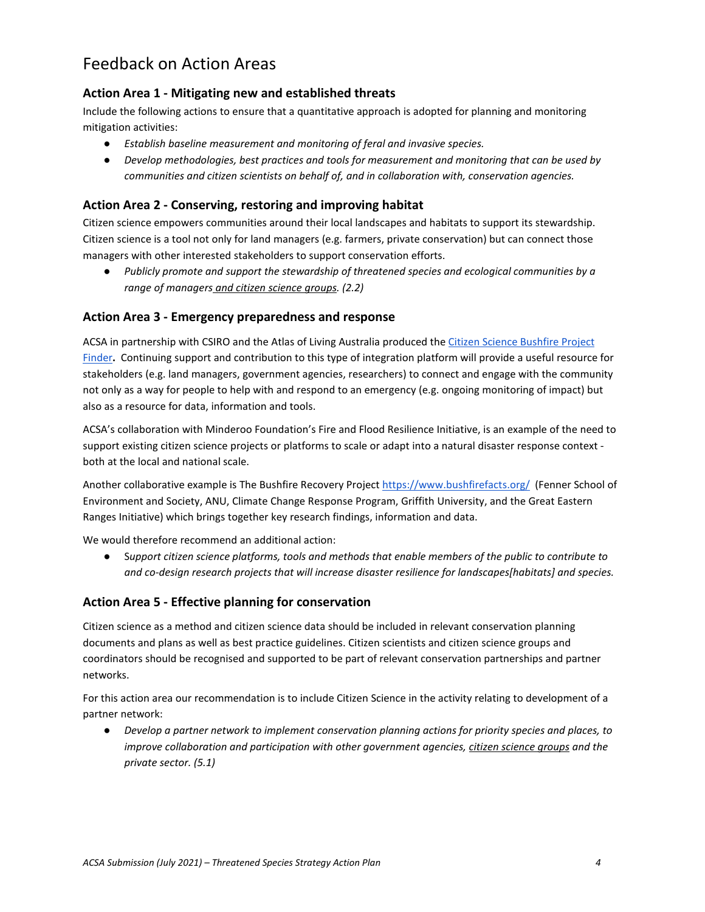## Feedback on Action Areas

### Action Area 1 - Mitigating new and established threats

Include the following actions to ensure that a quantitative approach is adopted for planning and monitoring mitigation activities:

- *Establish baseline measurement and monitoring of feral and invasive species.*
- *Develop methodologies, best practices and tools for measurement and monitoring that can be used by communities and citizen scientists on behalf of, and in collaboration with, conservation agencies.*

### Action Area 2 - Conserving, restoring and improving habitat

Citizen science empowers communities around their local landscapes and habitats to support its stewardship. Citizen science is a tool not only for land managers (e.g. farmers, private conservation) but can connect those managers with other interested stakeholders to support conservation efforts.

- *Publicly promote and support the stewardship of threatened species and ecological communities by a range of managers <u>and citizen science groups</u>. (2.2)*

### Action Area 3 - Emergency preparedness and response

ACSA in partnership with CSIRO and the Atlas of Living Australia produced the [Citizen Science Bushfire Project Finder](#)**.** Continuing support and contribution to this type of integration platform will provide a useful resource for stakeholders (e.g. land managers, government agencies, researchers) to connect and engage with the community not only as a way for people to help with and respond to an emergency (e.g. ongoing monitoring of impact) but also as a resource for data, information and tools.

ACSA's collaboration with Minderoo Foundation's Fire and Flood Resilience Initiative, is an example of the need to support existing citizen science projects or platforms to scale or adapt into a natural disaster response context - both at the local and national scale.

Another collaborative example is The Bushfire Recovery Project https://www.bushfirefacts.org/ (Fenner School of Environment and Society, ANU, Climate Change Response Program, Griffith University, and the Great Eastern Ranges Initiative) which brings together key research findings, information and data.

We would therefore recommend an additional action:

- S*upport citizen science platforms, tools and methods that enable members of the public to contribute to and co-design research projects that will increase disaster resilience for landscapes[habitats] and species.*

### Action Area 5 - Effective planning for conservation

Citizen science as a method and citizen science data should be included in relevant conservation planning documents and plans as well as best practice guidelines. Citizen scientists and citizen science groups and coordinators should be recognised and supported to be part of relevant conservation partnerships and partner networks.

For this action area our recommendation is to include Citizen Science in the activity relating to development of a partner network:

- *Develop a partner network to implement conservation planning actions for priority species and places, to improve collaboration and participation with other government agencies, <u>citizen science groups</u> and the private sector. (5.1)*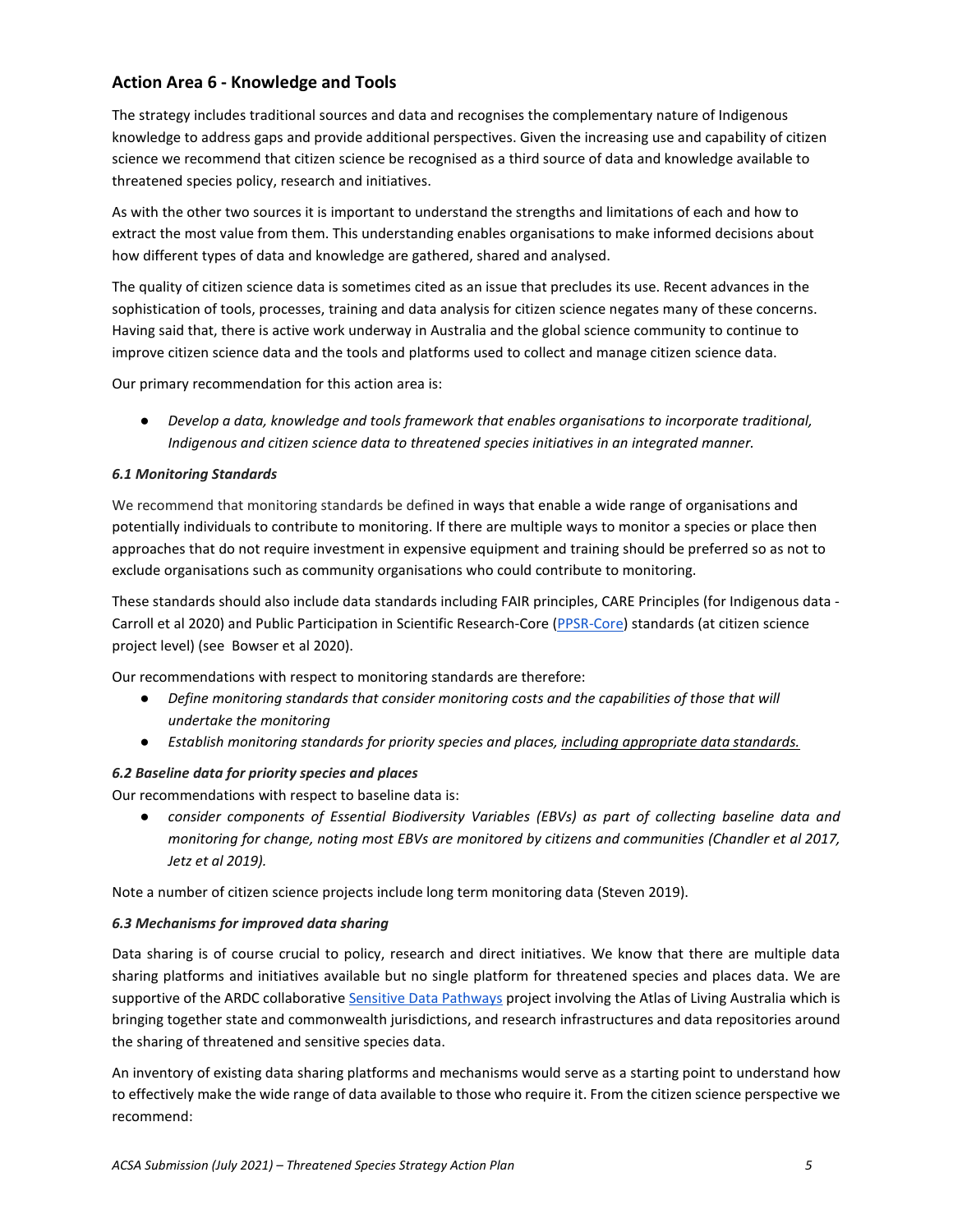## Action Area 6 - Knowledge and Tools

The strategy includes traditional sources and data and recognises the complementary nature of Indigenous knowledge to address gaps and provide additional perspectives. Given the increasing use and capability of citizen science we recommend that citizen science be recognised as a third source of data and knowledge available to threatened species policy, research and initiatives.

As with the other two sources it is important to understand the strengths and limitations of each and how to extract the most value from them. This understanding enables organisations to make informed decisions about how different types of data and knowledge are gathered, shared and analysed.

The quality of citizen science data is sometimes cited as an issue that precludes its use. Recent advances in the sophistication of tools, processes, training and data analysis for citizen science negates many of these concerns. Having said that, there is active work underway in Australia and the global science community to continue to improve citizen science data and the tools and platforms used to collect and manage citizen science data.

Our primary recommendation for this action area is:

- *Develop a data, knowledge and tools framework that enables organisations to incorporate traditional, Indigenous and citizen science data to threatened species initiatives in an integrated manner.*

#### *6.1 Monitoring Standards*

We recommend that monitoring standards be defined in ways that enable a wide range of organisations and potentially individuals to contribute to monitoring. If there are multiple ways to monitor a species or place then approaches that do not require investment in expensive equipment and training should be preferred so as not to exclude organisations such as community organisations who could contribute to monitoring.

These standards should also include data standards including FAIR principles, CARE Principles (for Indigenous data - Carroll et al 2020) and Public Participation in Scientific Research-Core (PPSR-Core) standards (at citizen science project level) (see Bowser et al 2020).

Our recommendations with respect to monitoring standards are therefore:

- *Define monitoring standards that consider monitoring costs and the capabilities of those that will undertake the monitoring*
- *Establish monitoring standards for priority species and places, <u>including appropriate data standards.</u>*

#### *6.2 Baseline data for priority species and places*

Our recommendations with respect to baseline data is:

- *consider components of Essential Biodiversity Variables (EBVs) as part of collecting baseline data and monitoring for change, noting most EBVs are monitored by citizens and communities (Chandler et al 2017, Jetz et al 2019).*

Note a number of citizen science projects include long term monitoring data (Steven 2019).

#### *6.3 Mechanisms for improved data sharing*

Data sharing is of course crucial to policy, research and direct initiatives. We know that there are multiple data sharing platforms and initiatives available but no single platform for threatened species and places data. We are supportive of the ARDC collaborative Sensitive Data Pathways project involving the Atlas of Living Australia which is bringing together state and commonwealth jurisdictions, and research infrastructures and data repositories around the sharing of threatened and sensitive species data.

An inventory of existing data sharing platforms and mechanisms would serve as a starting point to understand how to effectively make the wide range of data available to those who require it. From the citizen science perspective we recommend: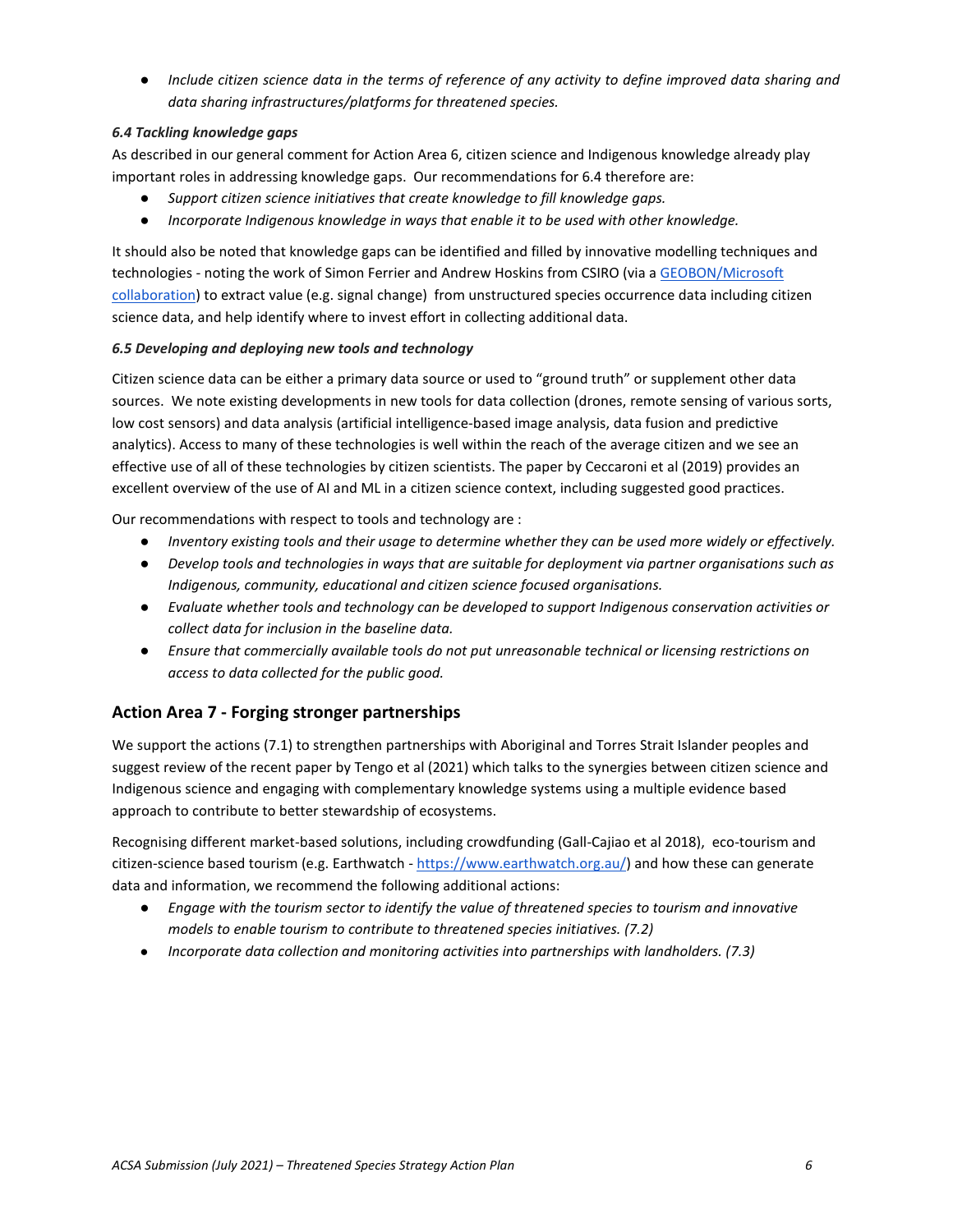- *Include citizen science data in the terms of reference of any activity to define improved data sharing and data sharing infrastructures/platforms for threatened species.*

***6.4 Tackling knowledge gaps***

As described in our general comment for Action Area 6, citizen science and Indigenous knowledge already play important roles in addressing knowledge gaps. Our recommendations for 6.4 therefore are:

- *Support citizen science initiatives that create knowledge to fill knowledge gaps.*
- *Incorporate Indigenous knowledge in ways that enable it to be used with other knowledge.*

It should also be noted that knowledge gaps can be identified and filled by innovative modelling techniques and technologies - noting the work of Simon Ferrier and Andrew Hoskins from CSIRO (via a GEOBON/Microsoft collaboration) to extract value (e.g. signal change) from unstructured species occurrence data including citizen science data, and help identify where to invest effort in collecting additional data.

***6.5 Developing and deploying new tools and technology***

Citizen science data can be either a primary data source or used to "ground truth" or supplement other data sources. We note existing developments in new tools for data collection (drones, remote sensing of various sorts, low cost sensors) and data analysis (artificial intelligence-based image analysis, data fusion and predictive analytics). Access to many of these technologies is well within the reach of the average citizen and we see an effective use of all of these technologies by citizen scientists. The paper by Ceccaroni et al (2019) provides an excellent overview of the use of AI and ML in a citizen science context, including suggested good practices.

Our recommendations with respect to tools and technology are :

- *Inventory existing tools and their usage to determine whether they can be used more widely or effectively.*
- *Develop tools and technologies in ways that are suitable for deployment via partner organisations such as Indigenous, community, educational and citizen science focused organisations.*
- *Evaluate whether tools and technology can be developed to support Indigenous conservation activities or collect data for inclusion in the baseline data.*
- *Ensure that commercially available tools do not put unreasonable technical or licensing restrictions on access to data collected for the public good.*

## Action Area 7 - Forging stronger partnerships

We support the actions (7.1) to strengthen partnerships with Aboriginal and Torres Strait Islander peoples and suggest review of the recent paper by Tengo et al (2021) which talks to the synergies between citizen science and Indigenous science and engaging with complementary knowledge systems using a multiple evidence based approach to contribute to better stewardship of ecosystems.

Recognising different market-based solutions, including crowdfunding (Gall-Cajiao et al 2018), eco-tourism and citizen-science based tourism (e.g. Earthwatch - https://www.earthwatch.org.au/) and how these can generate data and information, we recommend the following additional actions:

- *Engage with the tourism sector to identify the value of threatened species to tourism and innovative models to enable tourism to contribute to threatened species initiatives. (7.2)*
- *Incorporate data collection and monitoring activities into partnerships with landholders. (7.3)*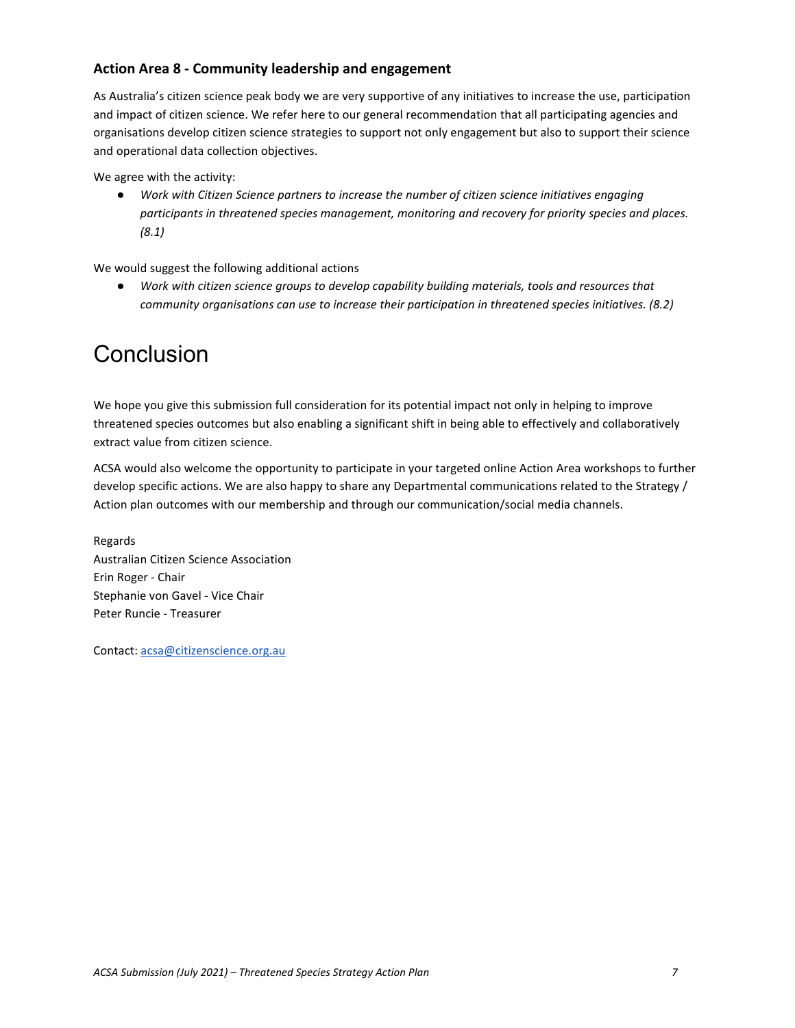### Action Area 8 - Community leadership and engagement

As Australia's citizen science peak body we are very supportive of any initiatives to increase the use, participation and impact of citizen science. We refer here to our general recommendation that all participating agencies and organisations develop citizen science strategies to support not only engagement but also to support their science and operational data collection objectives.

We agree with the activity:

- *Work with Citizen Science partners to increase the number of citizen science initiatives engaging participants in threatened species management, monitoring and recovery for priority species and places. (8.1)*

We would suggest the following additional actions

- *Work with citizen science groups to develop capability building materials, tools and resources that community organisations can use to increase their participation in threatened species initiatives. (8.2)*

# Conclusion

We hope you give this submission full consideration for its potential impact not only in helping to improve threatened species outcomes but also enabling a significant shift in being able to effectively and collaboratively extract value from citizen science.

ACSA would also welcome the opportunity to participate in your targeted online Action Area workshops to further develop specific actions. We are also happy to share any Departmental communications related to the Strategy / Action plan outcomes with our membership and through our communication/social media channels.

Regards
Australian Citizen Science Association
Erin Roger - Chair
Stephanie von Gavel - Vice Chair
Peter Runcie - Treasurer

Contact: acsa@citizenscience.org.au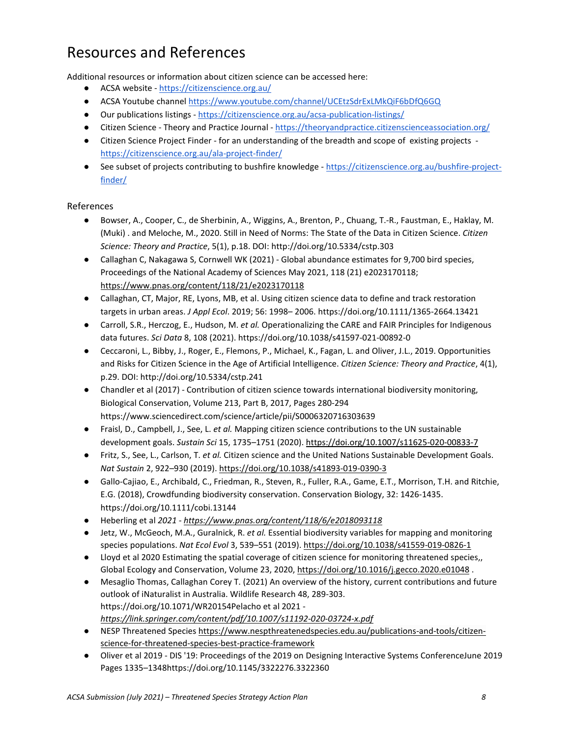# Resources and References

Additional resources or information about citizen science can be accessed here:

- ACSA website - https://citizenscience.org.au/
- ACSA Youtube channel https://www.youtube.com/channel/UCEtzSdrExLMkQiF6bDfQ6GQ
- Our publications listings - https://citizenscience.org.au/acsa-publication-listings/
- Citizen Science - Theory and Practice Journal - https://theoryandpractice.citizenscienceassociation.org/
- Citizen Science Project Finder - for an understanding of the breadth and scope of existing projects - https://citizenscience.org.au/ala-project-finder/
- See subset of projects contributing to bushfire knowledge - https://citizenscience.org.au/bushfire-project-finder/

## References

- Bowser, A., Cooper, C., de Sherbinin, A., Wiggins, A., Brenton, P., Chuang, T.-R., Faustman, E., Haklay, M. (Muki) . and Meloche, M., 2020. Still in Need of Norms: The State of the Data in Citizen Science. *Citizen Science: Theory and Practice*, 5(1), p.18. DOI: http://doi.org/10.5334/cstp.303
- Callaghan C, Nakagawa S, Cornwell WK (2021) - Global abundance estimates for 9,700 bird species, Proceedings of the National Academy of Sciences May 2021, 118 (21) e2023170118; https://www.pnas.org/content/118/21/e2023170118
- Callaghan, CT, Major, RE, Lyons, MB, et al. Using citizen science data to define and track restoration targets in urban areas. *J Appl Ecol*. 2019; 56: 1998– 2006. https://doi.org/10.1111/1365-2664.13421
- Carroll, S.R., Herczog, E., Hudson, M. *et al.* Operationalizing the CARE and FAIR Principles for Indigenous data futures. *Sci Data* 8, 108 (2021). https://doi.org/10.1038/s41597-021-00892-0
- Ceccaroni, L., Bibby, J., Roger, E., Flemons, P., Michael, K., Fagan, L. and Oliver, J.L., 2019. Opportunities and Risks for Citizen Science in the Age of Artificial Intelligence. *Citizen Science: Theory and Practice*, 4(1), p.29. DOI: http://doi.org/10.5334/cstp.241
- Chandler et al (2017) - Contribution of citizen science towards international biodiversity monitoring, Biological Conservation, Volume 213, Part B, 2017, Pages 280-294 https://www.sciencedirect.com/science/article/pii/S0006320716303639
- Fraisl, D., Campbell, J., See, L. *et al.* Mapping citizen science contributions to the UN sustainable development goals. *Sustain Sci* 15, 1735–1751 (2020). https://doi.org/10.1007/s11625-020-00833-7
- Fritz, S., See, L., Carlson, T. *et al.* Citizen science and the United Nations Sustainable Development Goals. *Nat Sustain* 2, 922–930 (2019). https://doi.org/10.1038/s41893-019-0390-3
- Gallo-Cajiao, E., Archibald, C., Friedman, R., Steven, R., Fuller, R.A., Game, E.T., Morrison, T.H. and Ritchie, E.G. (2018), Crowdfunding biodiversity conservation. Conservation Biology, 32: 1426-1435. https://doi.org/10.1111/cobi.13144
- Heberling et al *2021 - https://www.pnas.org/content/118/6/e2018093118*
- Jetz, W., McGeoch, M.A., Guralnick, R. *et al.* Essential biodiversity variables for mapping and monitoring species populations. *Nat Ecol Evol* 3, 539–551 (2019). https://doi.org/10.1038/s41559-019-0826-1
- Lloyd et al 2020 Estimating the spatial coverage of citizen science for monitoring threatened species,, Global Ecology and Conservation, Volume 23, 2020, https://doi.org/10.1016/j.gecco.2020.e01048 .
- Mesaglio Thomas, Callaghan Corey T. (2021) An overview of the history, current contributions and future outlook of iNaturalist in Australia. Wildlife Research 48, 289-303. https://doi.org/10.1071/WR20154Pelacho et al 2021 - *https://link.springer.com/content/pdf/10.1007/s11192-020-03724-x.pdf*
- NESP Threatened Species https://www.nespthreatenedspecies.edu.au/publications-and-tools/citizen-science-for-threatened-species-best-practice-framework
- Oliver et al 2019 - DIS '19: Proceedings of the 2019 on Designing Interactive Systems ConferenceJune 2019 Pages 1335–1348https://doi.org/10.1145/3322276.3322360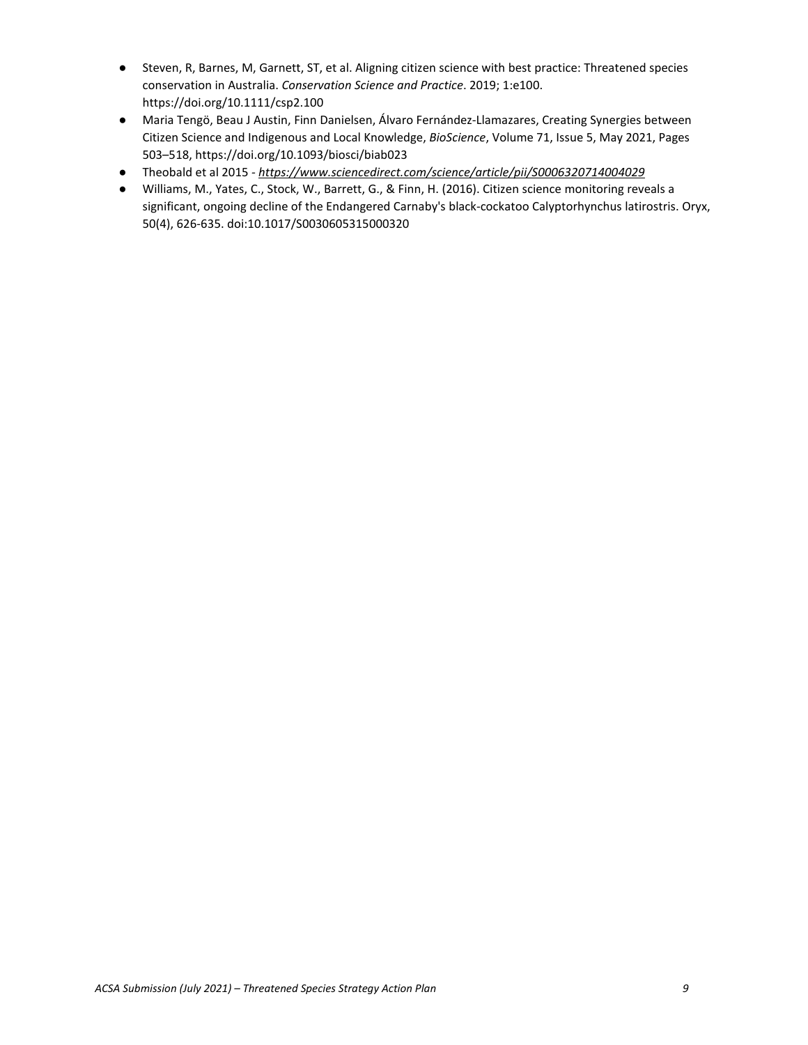- Steven, R, Barnes, M, Garnett, ST, et al. Aligning citizen science with best practice: Threatened species conservation in Australia. *Conservation Science and Practice*. 2019; 1:e100. https://doi.org/10.1111/csp2.100
- Maria Tengö, Beau J Austin, Finn Danielsen, Álvaro Fernández-Llamazares, Creating Synergies between Citizen Science and Indigenous and Local Knowledge, *BioScience*, Volume 71, Issue 5, May 2021, Pages 503–518, https://doi.org/10.1093/biosci/biab023
- Theobald et al 2015 - *https://www.sciencedirect.com/science/article/pii/S0006320714004029*
- Williams, M., Yates, C., Stock, W., Barrett, G., & Finn, H. (2016). Citizen science monitoring reveals a significant, ongoing decline of the Endangered Carnaby's black-cockatoo Calyptorhynchus latirostris. Oryx, 50(4), 626-635. doi:10.1017/S0030605315000320